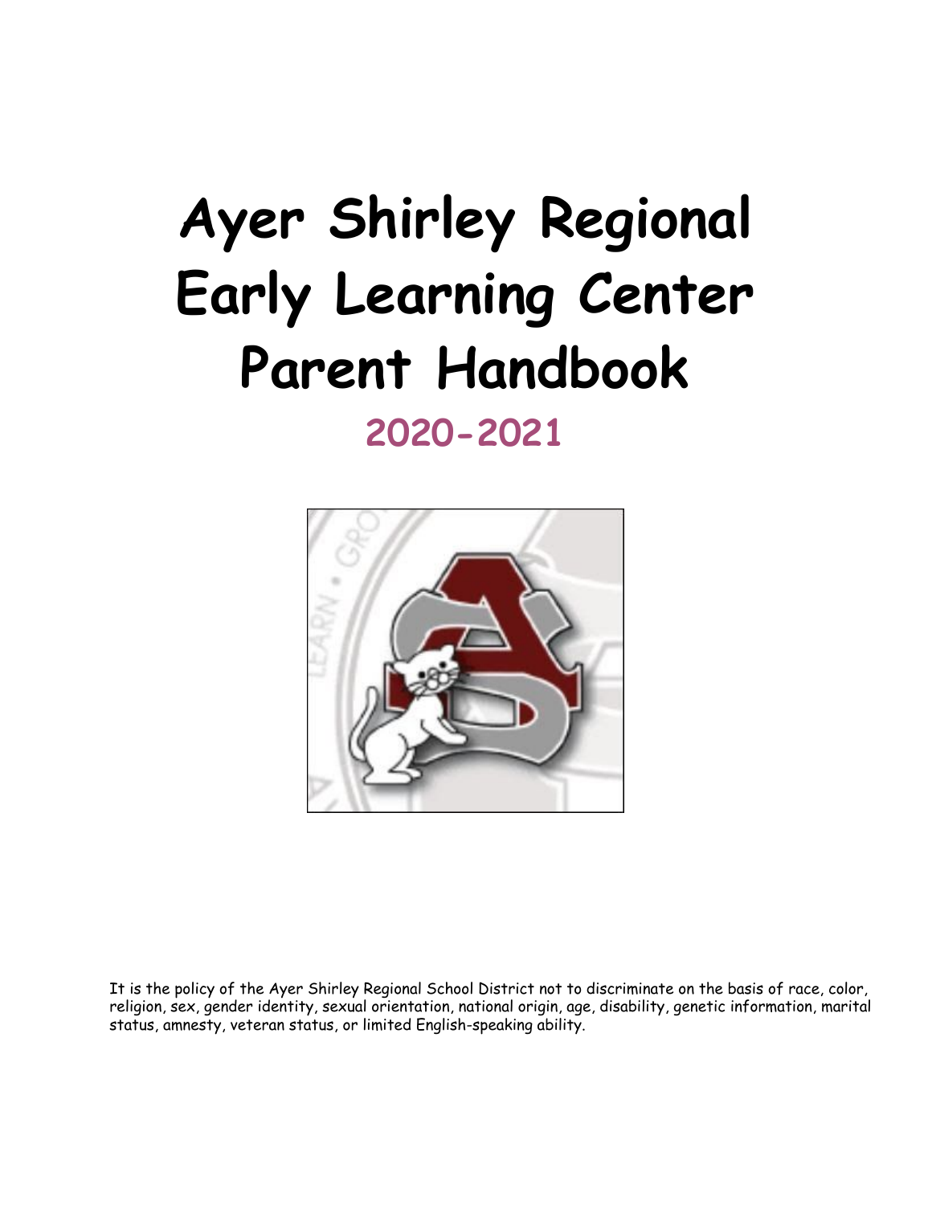# Ayer Shirley Regional Early Learning Center Parent Handbook

## 2020-2021

It is the policy of the Ayer Shirley Regional School District not to discriminate on the basis of race, color, religion, sex, gender identity, sexual orientation, national origin, age, disability, genetic information, marital status, amnesty, veteran status, or limited English-speaking ability.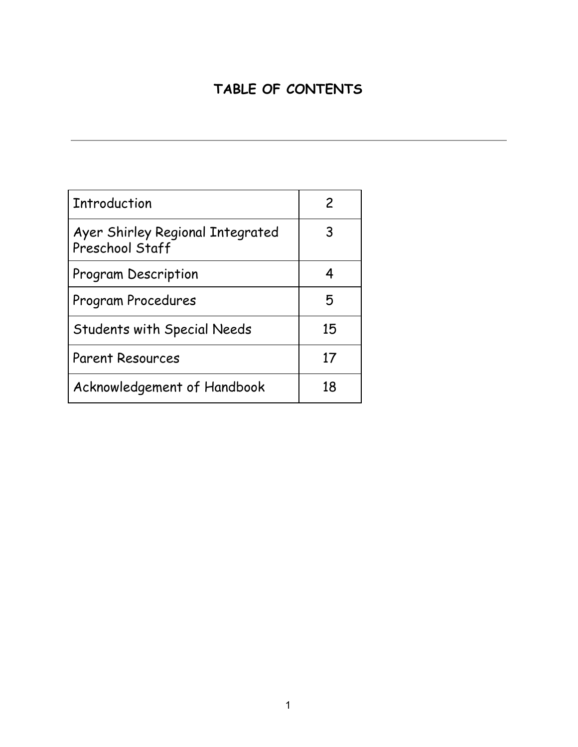# TABLE OF CONTENTS

---

| Section | Page |
|---|---|
| Introduction | 2 |
| Ayer Shirley Regional Integrated Preschool Staff | 3 |
| Program Description | 4 |
| Program Procedures | 5 |
| Students with Special Needs | 15 |
| Parent Resources | 17 |
| Acknowledgement of Handbook | 18 |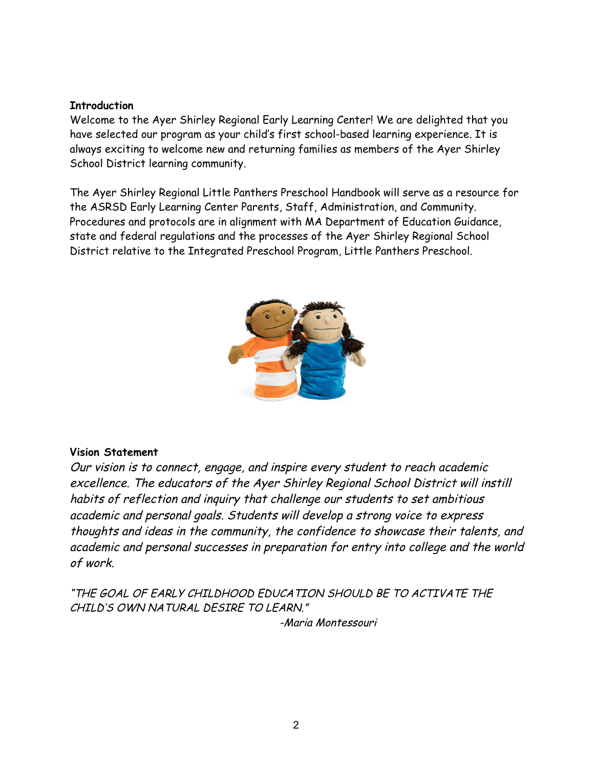## Introduction

Welcome to the Ayer Shirley Regional Early Learning Center! We are delighted that you have selected our program as your child's first school-based learning experience. It is always exciting to welcome new and returning families as members of the Ayer Shirley School District learning community.

The Ayer Shirley Regional Little Panthers Preschool Handbook will serve as a resource for the ASRSD Early Learning Center Parents, Staff, Administration, and Community. Procedures and protocols are in alignment with MA Department of Education Guidance, state and federal regulations and the processes of the Ayer Shirley Regional School District relative to the Integrated Preschool Program, Little Panthers Preschool.

## Vision Statement

*Our vision is to connect, engage, and inspire every student to reach academic excellence. The educators of the Ayer Shirley Regional School District will instill habits of reflection and inquiry that challenge our students to set ambitious academic and personal goals. Students will develop a strong voice to express thoughts and ideas in the community, the confidence to showcase their talents, and academic and personal successes in preparation for entry into college and the world of work.*

*"THE GOAL OF EARLY CHILDHOOD EDUCATION SHOULD BE TO ACTIVATE THE CHILD'S OWN NATURAL DESIRE TO LEARN."*

*-Maria Montessouri*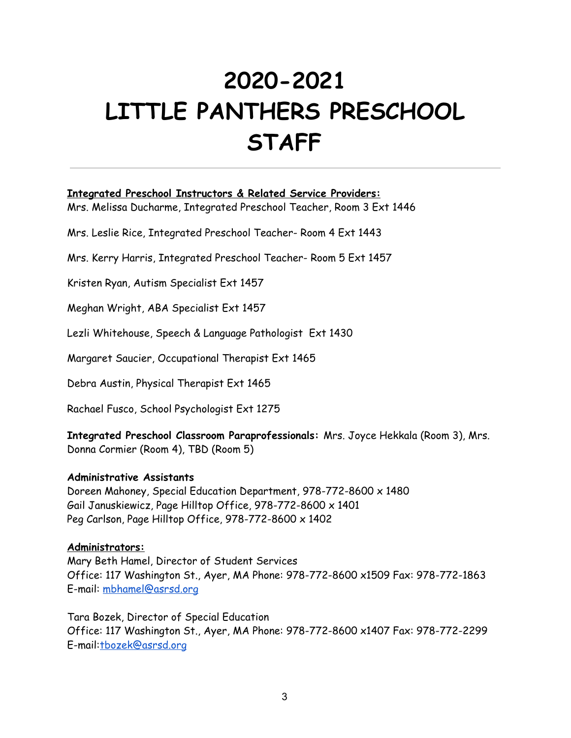# 2020-2021 LITTLE PANTHERS PRESCHOOL STAFF

---

**Integrated Preschool Instructors & Related Service Providers:**
Mrs. Melissa Ducharme, Integrated Preschool Teacher, Room 3 Ext 1446

Mrs. Leslie Rice, Integrated Preschool Teacher- Room 4 Ext 1443

Mrs. Kerry Harris, Integrated Preschool Teacher- Room 5 Ext 1457

Kristen Ryan, Autism Specialist Ext 1457

Meghan Wright, ABA Specialist Ext 1457

Lezli Whitehouse, Speech & Language Pathologist Ext 1430

Margaret Saucier, Occupational Therapist Ext 1465

Debra Austin, Physical Therapist Ext 1465

Rachael Fusco, School Psychologist Ext 1275

**Integrated Preschool Classroom Paraprofessionals:** Mrs. Joyce Hekkala (Room 3), Mrs. Donna Cormier (Room 4), TBD (Room 5)

**Administrative Assistants**
Doreen Mahoney, Special Education Department, 978-772-8600 x 1480
Gail Januskiewicz, Page Hilltop Office, 978-772-8600 x 1401
Peg Carlson, Page Hilltop Office, 978-772-8600 x 1402

**Administrators:**
Mary Beth Hamel, Director of Student Services
Office: 117 Washington St., Ayer, MA Phone: 978-772-8600 x1509 Fax: 978-772-1863
E-mail: mbhamel@asrsd.org

Tara Bozek, Director of Special Education
Office: 117 Washington St., Ayer, MA Phone: 978-772-8600 x1407 Fax: 978-772-2299
E-mail:tbozek@asrsd.org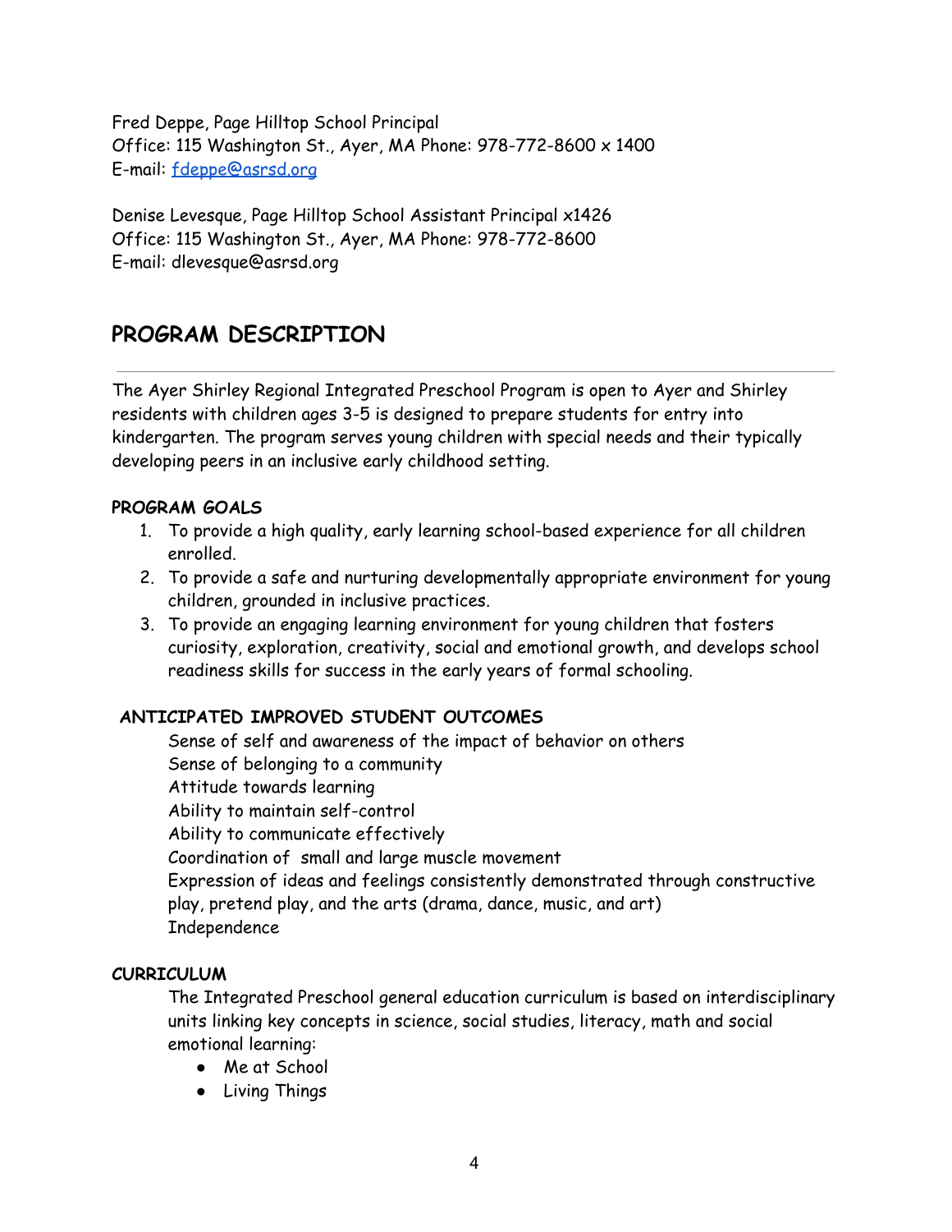Fred Deppe, Page Hilltop School Principal
Office: 115 Washington St., Ayer, MA Phone: 978-772-8600 x 1400
E-mail: [fdeppe@asrsd.org](mailto:fdeppe@asrsd.org)

Denise Levesque, Page Hilltop School Assistant Principal x1426
Office: 115 Washington St., Ayer, MA Phone: 978-772-8600
E-mail: dlevesque@asrsd.org

## PROGRAM DESCRIPTION

The Ayer Shirley Regional Integrated Preschool Program is open to Ayer and Shirley residents with children ages 3-5 is designed to prepare students for entry into kindergarten. The program serves young children with special needs and their typically developing peers in an inclusive early childhood setting.

### PROGRAM GOALS

1. To provide a high quality, early learning school-based experience for all children enrolled.
2. To provide a safe and nurturing developmentally appropriate environment for young children, grounded in inclusive practices.
3. To provide an engaging learning environment for young children that fosters curiosity, exploration, creativity, social and emotional growth, and develops school readiness skills for success in the early years of formal schooling.

### ANTICIPATED IMPROVED STUDENT OUTCOMES

Sense of self and awareness of the impact of behavior on others
Sense of belonging to a community
Attitude towards learning
Ability to maintain self-control
Ability to communicate effectively
Coordination of small and large muscle movement
Expression of ideas and feelings consistently demonstrated through constructive play, pretend play, and the arts (drama, dance, music, and art)
Independence

### CURRICULUM

The Integrated Preschool general education curriculum is based on interdisciplinary units linking key concepts in science, social studies, literacy, math and social emotional learning:

- Me at School
- Living Things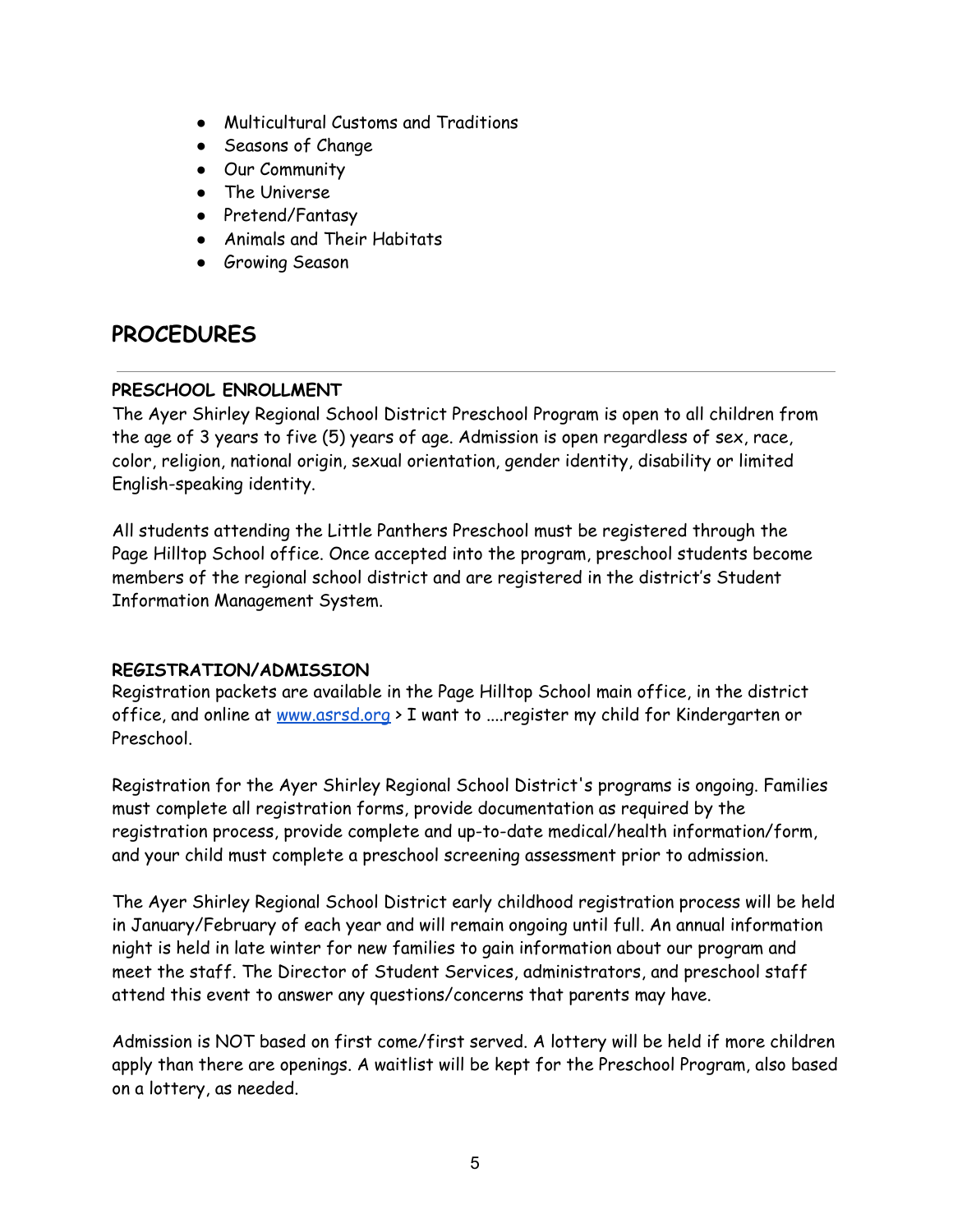- Multicultural Customs and Traditions
- Seasons of Change
- Our Community
- The Universe
- Pretend/Fantasy
- Animals and Their Habitats
- Growing Season

## PROCEDURES

### PRESCHOOL ENROLLMENT

The Ayer Shirley Regional School District Preschool Program is open to all children from the age of 3 years to five (5) years of age. Admission is open regardless of sex, race, color, religion, national origin, sexual orientation, gender identity, disability or limited English-speaking identity.

All students attending the Little Panthers Preschool must be registered through the Page Hilltop School office. Once accepted into the program, preschool students become members of the regional school district and are registered in the district's Student Information Management System.

### REGISTRATION/ADMISSION

Registration packets are available in the Page Hilltop School main office, in the district office, and online at [www.asrsd.org](http://www.asrsd.org) > I want to ....register my child for Kindergarten or Preschool.

Registration for the Ayer Shirley Regional School District's programs is ongoing. Families must complete all registration forms, provide documentation as required by the registration process, provide complete and up-to-date medical/health information/form, and your child must complete a preschool screening assessment prior to admission.

The Ayer Shirley Regional School District early childhood registration process will be held in January/February of each year and will remain ongoing until full. An annual information night is held in late winter for new families to gain information about our program and meet the staff. The Director of Student Services, administrators, and preschool staff attend this event to answer any questions/concerns that parents may have.

Admission is NOT based on first come/first served. A lottery will be held if more children apply than there are openings. A waitlist will be kept for the Preschool Program, also based on a lottery, as needed.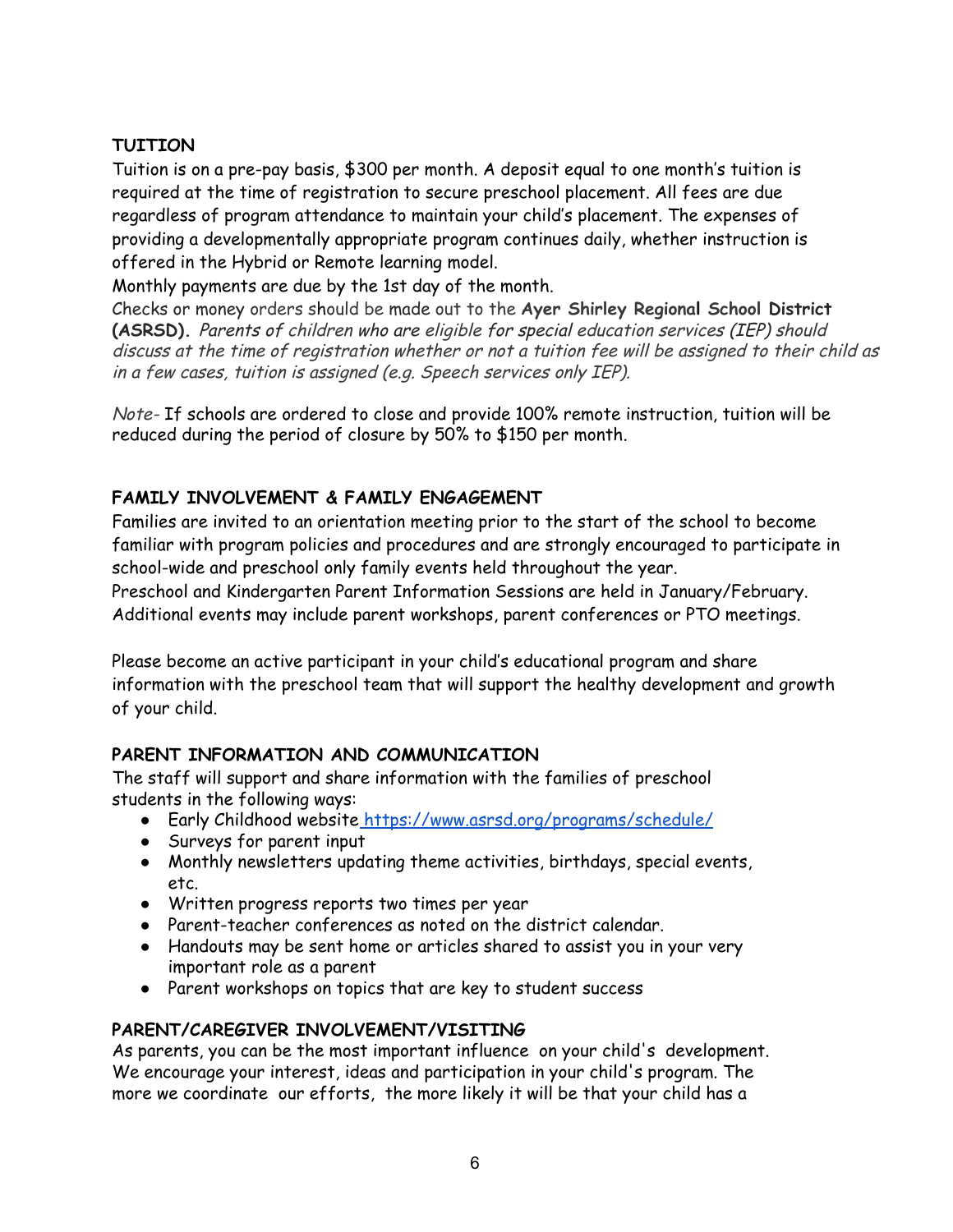## TUITION

Tuition is on a pre-pay basis, $300 per month. A deposit equal to one month's tuition is required at the time of registration to secure preschool placement. All fees are due regardless of program attendance to maintain your child's placement. The expenses of providing a developmentally appropriate program continues daily, whether instruction is offered in the Hybrid or Remote learning model.

Monthly payments are due by the 1st day of the month.

Checks or money orders should be made out to the **Ayer Shirley Regional School District (ASRSD).** *Parents of children who are eligible for special education services (IEP) should discuss at the time of registration whether or not a tuition fee will be assigned to their child as in a few cases, tuition is assigned (e.g. Speech services only IEP).*

*Note-* If schools are ordered to close and provide 100% remote instruction, tuition will be reduced during the period of closure by 50% to $150 per month.

## FAMILY INVOLVEMENT & FAMILY ENGAGEMENT

Families are invited to an orientation meeting prior to the start of the school to become familiar with program policies and procedures and are strongly encouraged to participate in school-wide and preschool only family events held throughout the year.

Preschool and Kindergarten Parent Information Sessions are held in January/February. Additional events may include parent workshops, parent conferences or PTO meetings.

Please become an active participant in your child's educational program and share information with the preschool team that will support the healthy development and growth of your child.

## PARENT INFORMATION AND COMMUNICATION

The staff will support and share information with the families of preschool students in the following ways:

- Early Childhood website https://www.asrsd.org/programs/schedule/
- Surveys for parent input
- Monthly newsletters updating theme activities, birthdays, special events, etc.
- Written progress reports two times per year
- Parent-teacher conferences as noted on the district calendar.
- Handouts may be sent home or articles shared to assist you in your very important role as a parent
- Parent workshops on topics that are key to student success

## PARENT/CAREGIVER INVOLVEMENT/VISITING

As parents, you can be the most important influence on your child's development. We encourage your interest, ideas and participation in your child's program. The more we coordinate our efforts, the more likely it will be that your child has a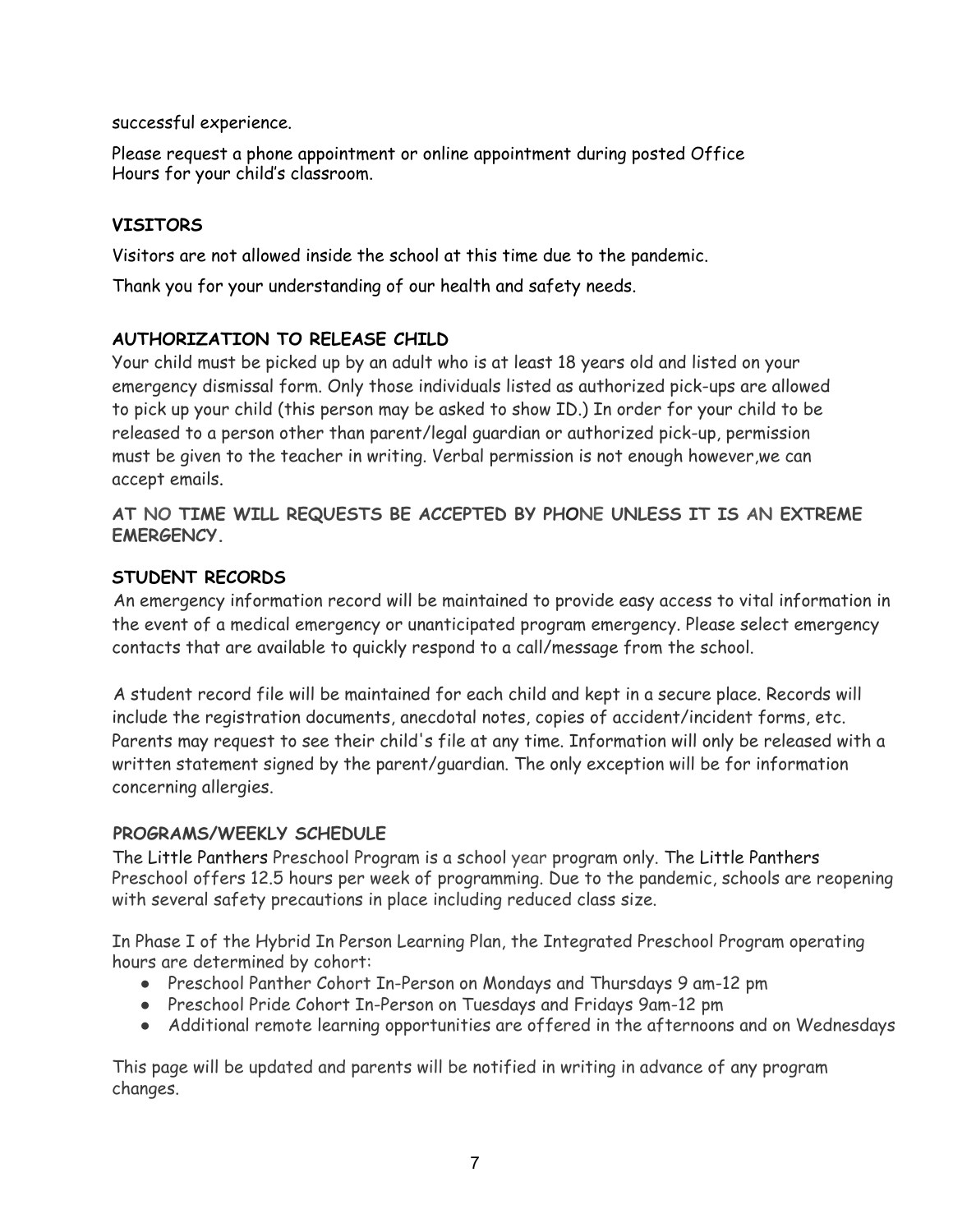successful experience.

Please request a phone appointment or online appointment during posted Office Hours for your child's classroom.

### VISITORS

Visitors are not allowed inside the school at this time due to the pandemic.

Thank you for your understanding of our health and safety needs.

### AUTHORIZATION TO RELEASE CHILD

Your child must be picked up by an adult who is at least 18 years old and listed on your emergency dismissal form. Only those individuals listed as authorized pick-ups are allowed to pick up your child (this person may be asked to show ID.) In order for your child to be released to a person other than parent/legal guardian or authorized pick-up, permission must be given to the teacher in writing. Verbal permission is not enough however,we can accept emails.

**AT NO TIME WILL REQUESTS BE ACCEPTED BY PHONE UNLESS IT IS AN EXTREME EMERGENCY.**

### STUDENT RECORDS

An emergency information record will be maintained to provide easy access to vital information in the event of a medical emergency or unanticipated program emergency. Please select emergency contacts that are available to quickly respond to a call/message from the school.

A student record file will be maintained for each child and kept in a secure place. Records will include the registration documents, anecdotal notes, copies of accident/incident forms, etc. Parents may request to see their child's file at any time. Information will only be released with a written statement signed by the parent/guardian. The only exception will be for information concerning allergies.

### PROGRAMS/WEEKLY SCHEDULE

The Little Panthers Preschool Program is a school year program only. The Little Panthers Preschool offers 12.5 hours per week of programming. Due to the pandemic, schools are reopening with several safety precautions in place including reduced class size.

In Phase I of the Hybrid In Person Learning Plan, the Integrated Preschool Program operating hours are determined by cohort:

- Preschool Panther Cohort In-Person on Mondays and Thursdays 9 am-12 pm
- Preschool Pride Cohort In-Person on Tuesdays and Fridays 9am-12 pm
- Additional remote learning opportunities are offered in the afternoons and on Wednesdays

This page will be updated and parents will be notified in writing in advance of any program changes.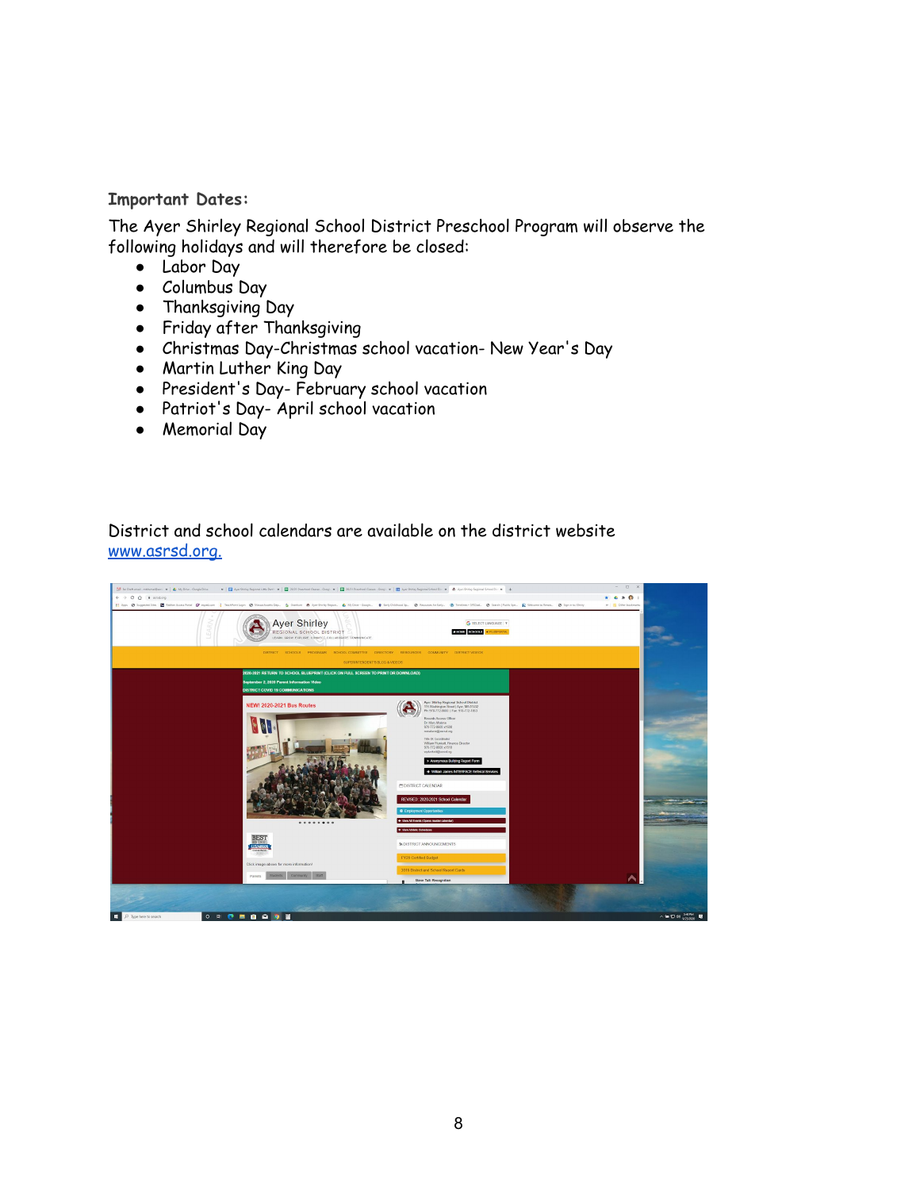## Important Dates:

The Ayer Shirley Regional School District Preschool Program will observe the following holidays and will therefore be closed:

- Labor Day
- Columbus Day
- Thanksgiving Day
- Friday after Thanksgiving
- Christmas Day-Christmas school vacation- New Year's Day
- Martin Luther King Day
- President's Day- February school vacation
- Patriot's Day- April school vacation
- Memorial Day

District and school calendars are available on the district website [www.asrsd.org.](http://www.asrsd.org)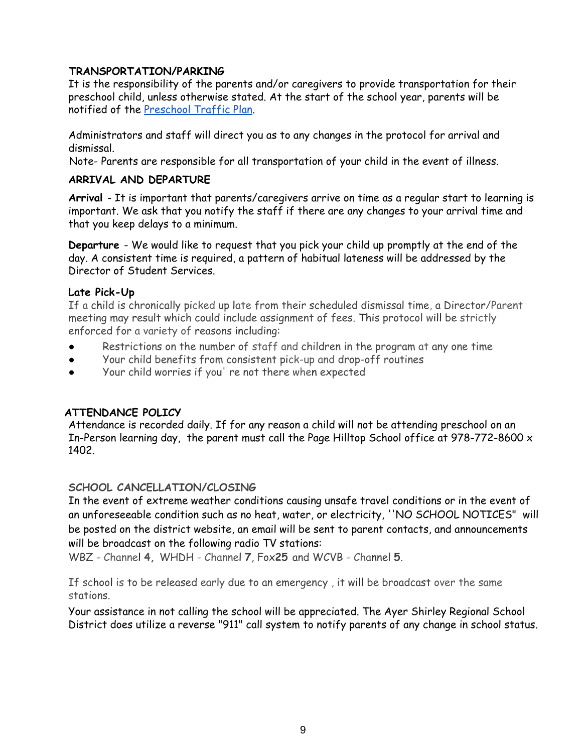## TRANSPORTATION/PARKING

It is the responsibility of the parents and/or caregivers to provide transportation for their preschool child, unless otherwise stated. At the start of the school year, parents will be notified of the Preschool Traffic Plan.

Administrators and staff will direct you as to any changes in the protocol for arrival and dismissal.

Note- Parents are responsible for all transportation of your child in the event of illness.

## ARRIVAL AND DEPARTURE

**Arrival** - It is important that parents/caregivers arrive on time as a regular start to learning is important. We ask that you notify the staff if there are any changes to your arrival time and that you keep delays to a minimum.

**Departure** - We would like to request that you pick your child up promptly at the end of the day. A consistent time is required, a pattern of habitual lateness will be addressed by the Director of Student Services.

### Late Pick-Up

If a child is chronically picked up late from their scheduled dismissal time, a Director/Parent meeting may result which could include assignment of fees. This protocol will be strictly enforced for a variety of reasons including:

- Restrictions on the number of staff and children in the program at any one time
- Your child benefits from consistent pick-up and drop-off routines
- Your child worries if you' re not there when expected

## ATTENDANCE POLICY

Attendance is recorded daily. If for any reason a child will not be attending preschool on an In-Person learning day, the parent must call the Page Hilltop School office at 978-772-8600 x 1402.

## SCHOOL CANCELLATION/CLOSING

In the event of extreme weather conditions causing unsafe travel conditions or in the event of an unforeseeable condition such as no heat, water, or electricity, ''NO SCHOOL NOTICES" will be posted on the district website, an email will be sent to parent contacts, and announcements will be broadcast on the following radio TV stations:

WBZ - Channel **4**, WHDH - Channel **7**, Fox**25** and WCVB - Channel **5**.

If school is to be released early due to an emergency , it will be broadcast over the same stations.

Your assistance in not calling the school will be appreciated. The Ayer Shirley Regional School District does utilize a reverse "911" call system to notify parents of any change in school status.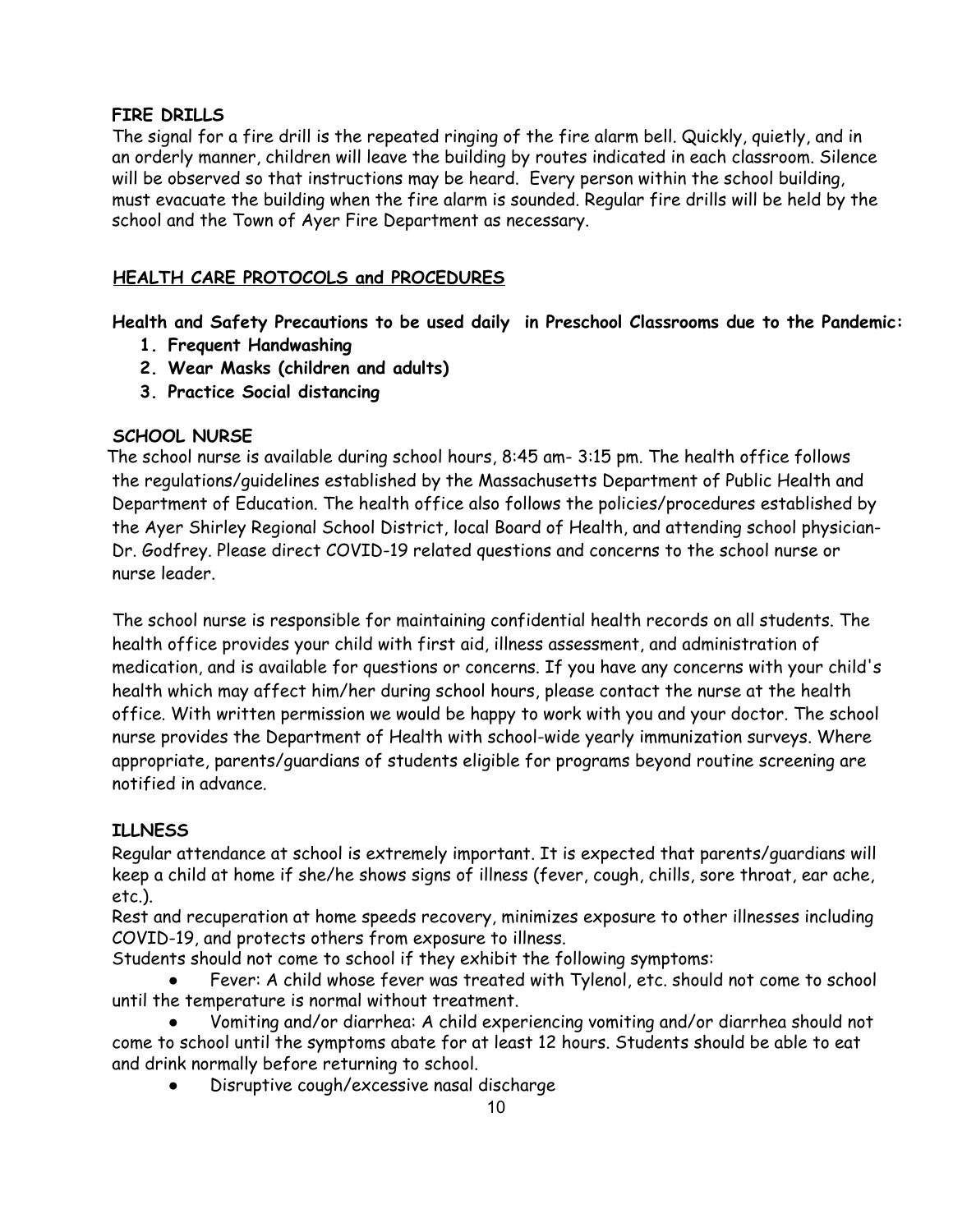### FIRE DRILLS

The signal for a fire drill is the repeated ringing of the fire alarm bell. Quickly, quietly, and in an orderly manner, children will leave the building by routes indicated in each classroom. Silence will be observed so that instructions may be heard. Every person within the school building, must evacuate the building when the fire alarm is sounded. Regular fire drills will be held by the school and the Town of Ayer Fire Department as necessary.

## HEALTH CARE PROTOCOLS and PROCEDURES

**Health and Safety Precautions to be used daily in Preschool Classrooms due to the Pandemic:**

1. **Frequent Handwashing**
2. **Wear Masks (children and adults)**
3. **Practice Social distancing**

### SCHOOL NURSE

The school nurse is available during school hours, 8:45 am- 3:15 pm. The health office follows the regulations/guidelines established by the Massachusetts Department of Public Health and Department of Education. The health office also follows the policies/procedures established by the Ayer Shirley Regional School District, local Board of Health, and attending school physician- Dr. Godfrey. Please direct COVID-19 related questions and concerns to the school nurse or nurse leader.

The school nurse is responsible for maintaining confidential health records on all students. The health office provides your child with first aid, illness assessment, and administration of medication, and is available for questions or concerns. If you have any concerns with your child's health which may affect him/her during school hours, please contact the nurse at the health office. With written permission we would be happy to work with you and your doctor. The school nurse provides the Department of Health with school-wide yearly immunization surveys. Where appropriate, parents/guardians of students eligible for programs beyond routine screening are notified in advance.

### ILLNESS

Regular attendance at school is extremely important. It is expected that parents/guardians will keep a child at home if she/he shows signs of illness (fever, cough, chills, sore throat, ear ache, etc.).

Rest and recuperation at home speeds recovery, minimizes exposure to other illnesses including COVID-19, and protects others from exposure to illness.

Students should not come to school if they exhibit the following symptoms:

- Fever: A child whose fever was treated with Tylenol, etc. should not come to school until the temperature is normal without treatment.
- Vomiting and/or diarrhea: A child experiencing vomiting and/or diarrhea should not come to school until the symptoms abate for at least 12 hours. Students should be able to eat and drink normally before returning to school.
- Disruptive cough/excessive nasal discharge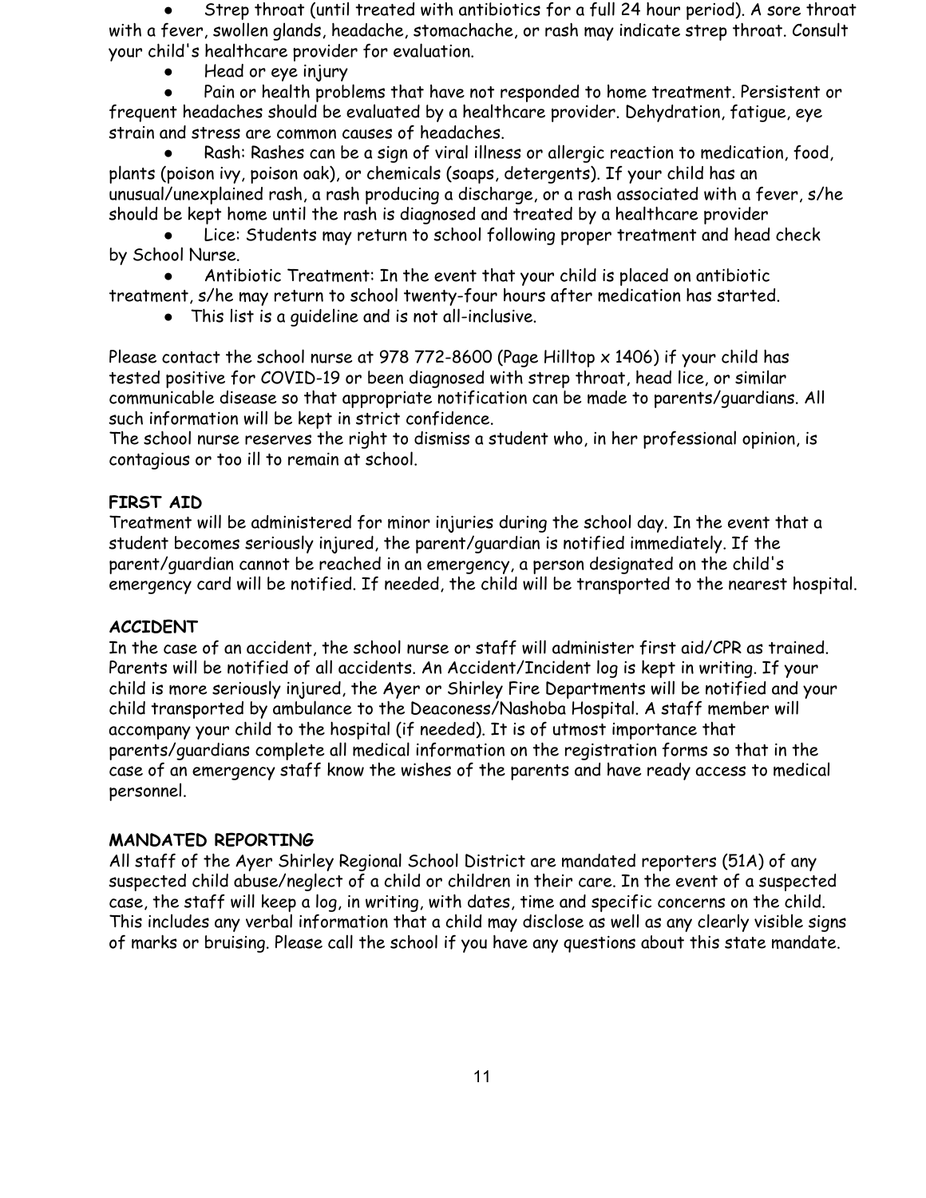- Strep throat (until treated with antibiotics for a full 24 hour period). A sore throat with a fever, swollen glands, headache, stomachache, or rash may indicate strep throat. Consult your child's healthcare provider for evaluation.
- Head or eye injury
- Pain or health problems that have not responded to home treatment. Persistent or frequent headaches should be evaluated by a healthcare provider. Dehydration, fatigue, eye strain and stress are common causes of headaches.
- Rash: Rashes can be a sign of viral illness or allergic reaction to medication, food, plants (poison ivy, poison oak), or chemicals (soaps, detergents). If your child has an unusual/unexplained rash, a rash producing a discharge, or a rash associated with a fever, s/he should be kept home until the rash is diagnosed and treated by a healthcare provider
- Lice: Students may return to school following proper treatment and head check by School Nurse.
- Antibiotic Treatment: In the event that your child is placed on antibiotic treatment, s/he may return to school twenty-four hours after medication has started.
- This list is a guideline and is not all-inclusive.

Please contact the school nurse at 978 772-8600 (Page Hilltop x 1406) if your child has tested positive for COVID-19 or been diagnosed with strep throat, head lice, or similar communicable disease so that appropriate notification can be made to parents/guardians. All such information will be kept in strict confidence.
The school nurse reserves the right to dismiss a student who, in her professional opinion, is contagious or too ill to remain at school.

**FIRST AID**
Treatment will be administered for minor injuries during the school day. In the event that a student becomes seriously injured, the parent/guardian is notified immediately. If the parent/guardian cannot be reached in an emergency, a person designated on the child's emergency card will be notified. If needed, the child will be transported to the nearest hospital.

**ACCIDENT**
In the case of an accident, the school nurse or staff will administer first aid/CPR as trained. Parents will be notified of all accidents. An Accident/Incident log is kept in writing. If your child is more seriously injured, the Ayer or Shirley Fire Departments will be notified and your child transported by ambulance to the Deaconess/Nashoba Hospital. A staff member will accompany your child to the hospital (if needed). It is of utmost importance that parents/guardians complete all medical information on the registration forms so that in the case of an emergency staff know the wishes of the parents and have ready access to medical personnel.

**MANDATED REPORTING**
All staff of the Ayer Shirley Regional School District are mandated reporters (51A) of any suspected child abuse/neglect of a child or children in their care. In the event of a suspected case, the staff will keep a log, in writing, with dates, time and specific concerns on the child. This includes any verbal information that a child may disclose as well as any clearly visible signs of marks or bruising. Please call the school if you have any questions about this state mandate.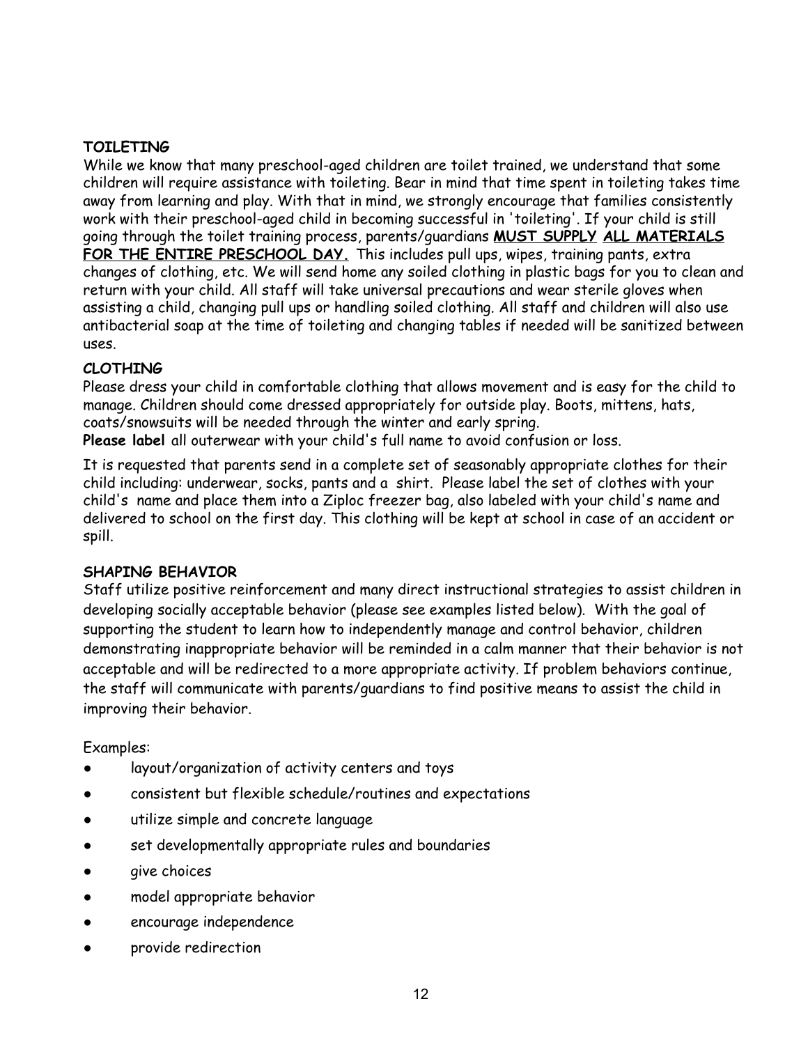**TOILETING**

While we know that many preschool-aged children are toilet trained, we understand that some children will require assistance with toileting. Bear in mind that time spent in toileting takes time away from learning and play. With that in mind, we strongly encourage that families consistently work with their preschool-aged child in becoming successful in 'toileting'. If your child is still going through the toilet training process, parents/guardians **MUST SUPPLY ALL MATERIALS FOR THE ENTIRE PRESCHOOL DAY.** This includes pull ups, wipes, training pants, extra changes of clothing, etc. We will send home any soiled clothing in plastic bags for you to clean and return with your child. All staff will take universal precautions and wear sterile gloves when assisting a child, changing pull ups or handling soiled clothing. All staff and children will also use antibacterial soap at the time of toileting and changing tables if needed will be sanitized between uses.

**CLOTHING**

Please dress your child in comfortable clothing that allows movement and is easy for the child to manage. Children should come dressed appropriately for outside play. Boots, mittens, hats, coats/snowsuits will be needed through the winter and early spring.

**Please label** all outerwear with your child's full name to avoid confusion or loss.

It is requested that parents send in a complete set of seasonably appropriate clothes for their child including: underwear, socks, pants and a shirt. Please label the set of clothes with your child's name and place them into a Ziploc freezer bag, also labeled with your child's name and delivered to school on the first day. This clothing will be kept at school in case of an accident or spill.

**SHAPING BEHAVIOR**

Staff utilize positive reinforcement and many direct instructional strategies to assist children in developing socially acceptable behavior (please see examples listed below). With the goal of supporting the student to learn how to independently manage and control behavior, children demonstrating inappropriate behavior will be reminded in a calm manner that their behavior is not acceptable and will be redirected to a more appropriate activity. If problem behaviors continue, the staff will communicate with parents/guardians to find positive means to assist the child in improving their behavior.

Examples:

- layout/organization of activity centers and toys
- consistent but flexible schedule/routines and expectations
- utilize simple and concrete language
- set developmentally appropriate rules and boundaries
- give choices
- model appropriate behavior
- encourage independence
- provide redirection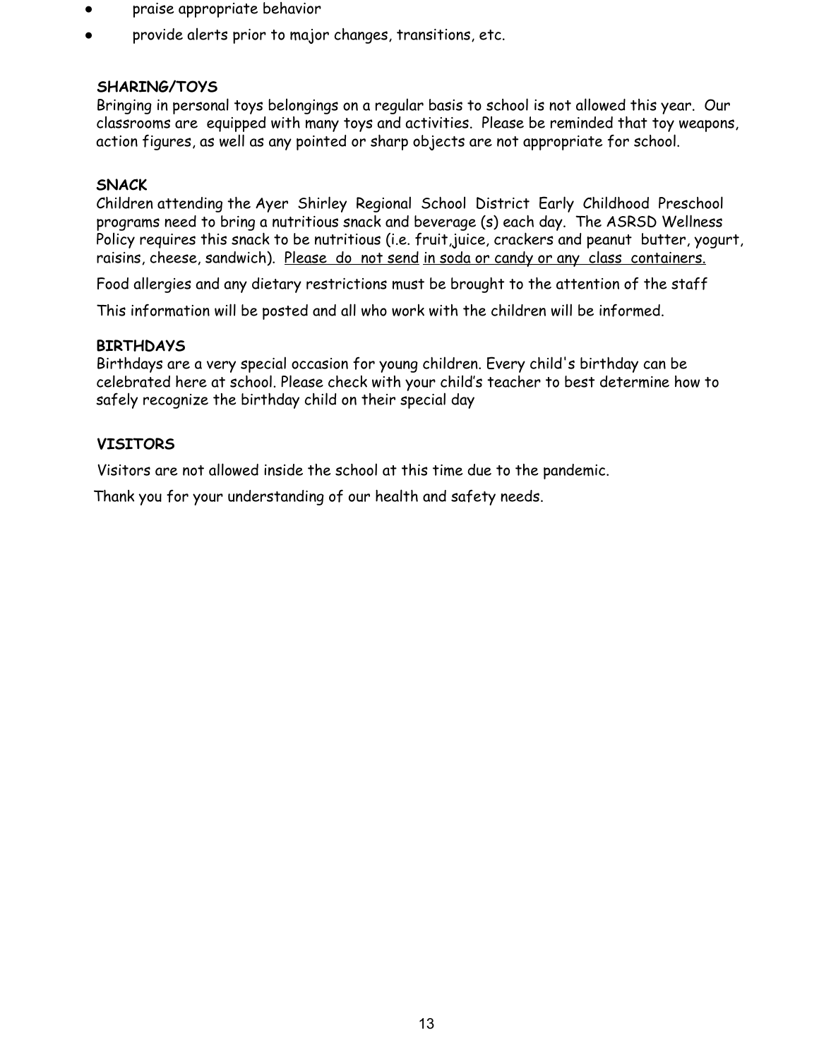- praise appropriate behavior
- provide alerts prior to major changes, transitions, etc.

**SHARING/TOYS**

Bringing in personal toys belongings on a regular basis to school is not allowed this year. Our classrooms are equipped with many toys and activities. Please be reminded that toy weapons, action figures, as well as any pointed or sharp objects are not appropriate for school.

**SNACK**

Children attending the Ayer Shirley Regional School District Early Childhood Preschool programs need to bring a nutritious snack and beverage (s) each day. The ASRSD Wellness Policy requires this snack to be nutritious (i.e. fruit,juice, crackers and peanut butter, yogurt, raisins, cheese, sandwich). <u>Please do not send</u> <u>in soda or candy or any class containers.</u>

Food allergies and any dietary restrictions must be brought to the attention of the staff

This information will be posted and all who work with the children will be informed.

**BIRTHDAYS**

Birthdays are a very special occasion for young children. Every child's birthday can be celebrated here at school. Please check with your child's teacher to best determine how to safely recognize the birthday child on their special day

**VISITORS**

Visitors are not allowed inside the school at this time due to the pandemic.

Thank you for your understanding of our health and safety needs.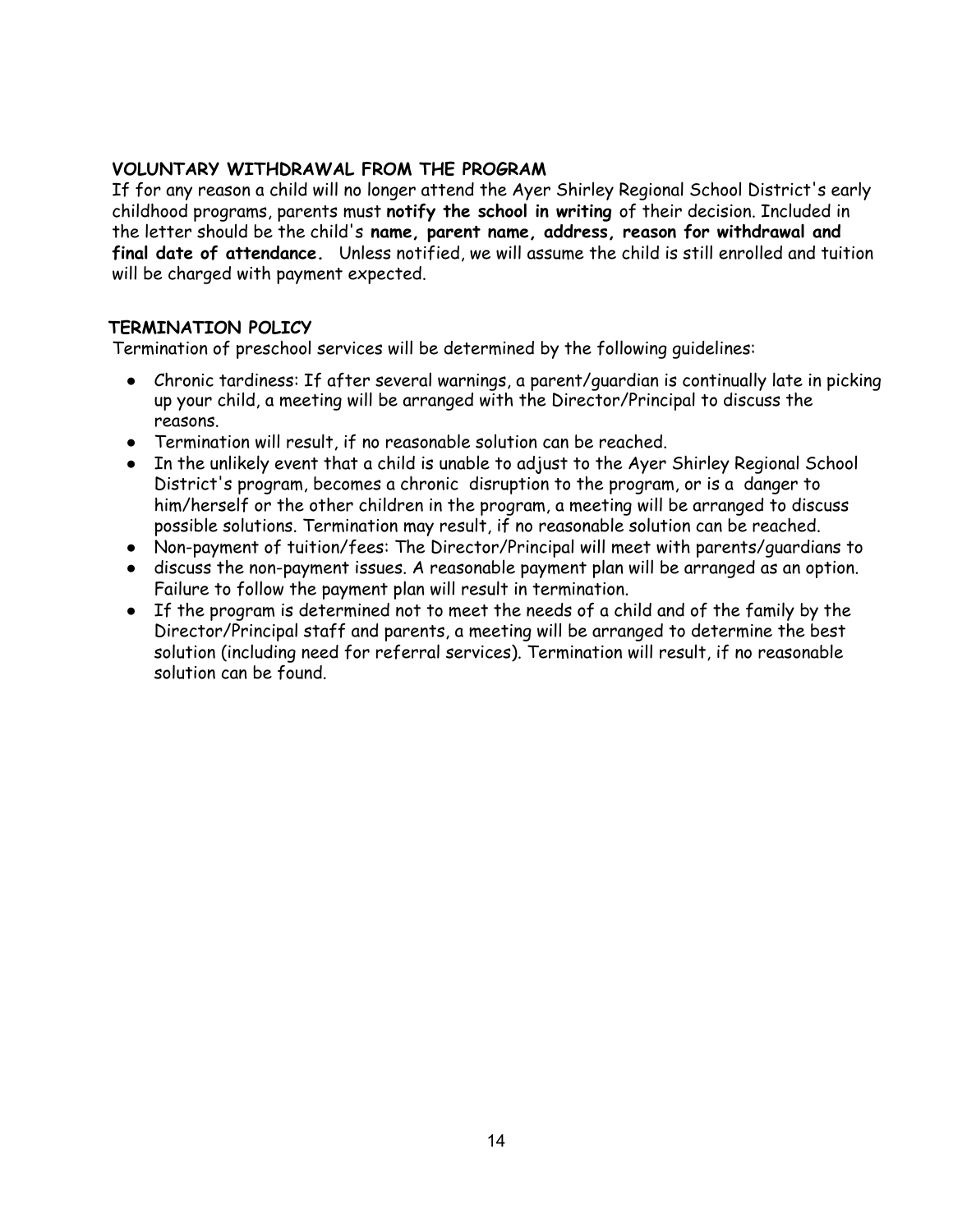### VOLUNTARY WITHDRAWAL FROM THE PROGRAM

If for any reason a child will no longer attend the Ayer Shirley Regional School District's early childhood programs, parents must **notify the school in writing** of their decision. Included in the letter should be the child's **name, parent name, address, reason for withdrawal and final date of attendance.** Unless notified, we will assume the child is still enrolled and tuition will be charged with payment expected.

### TERMINATION POLICY

Termination of preschool services will be determined by the following guidelines:

- Chronic tardiness: If after several warnings, a parent/guardian is continually late in picking up your child, a meeting will be arranged with the Director/Principal to discuss the reasons.
- Termination will result, if no reasonable solution can be reached.
- In the unlikely event that a child is unable to adjust to the Ayer Shirley Regional School District's program, becomes a chronic disruption to the program, or is a danger to him/herself or the other children in the program, a meeting will be arranged to discuss possible solutions. Termination may result, if no reasonable solution can be reached.
- Non-payment of tuition/fees: The Director/Principal will meet with parents/guardians to
- discuss the non-payment issues. A reasonable payment plan will be arranged as an option. Failure to follow the payment plan will result in termination.
- If the program is determined not to meet the needs of a child and of the family by the Director/Principal staff and parents, a meeting will be arranged to determine the best solution (including need for referral services). Termination will result, if no reasonable solution can be found.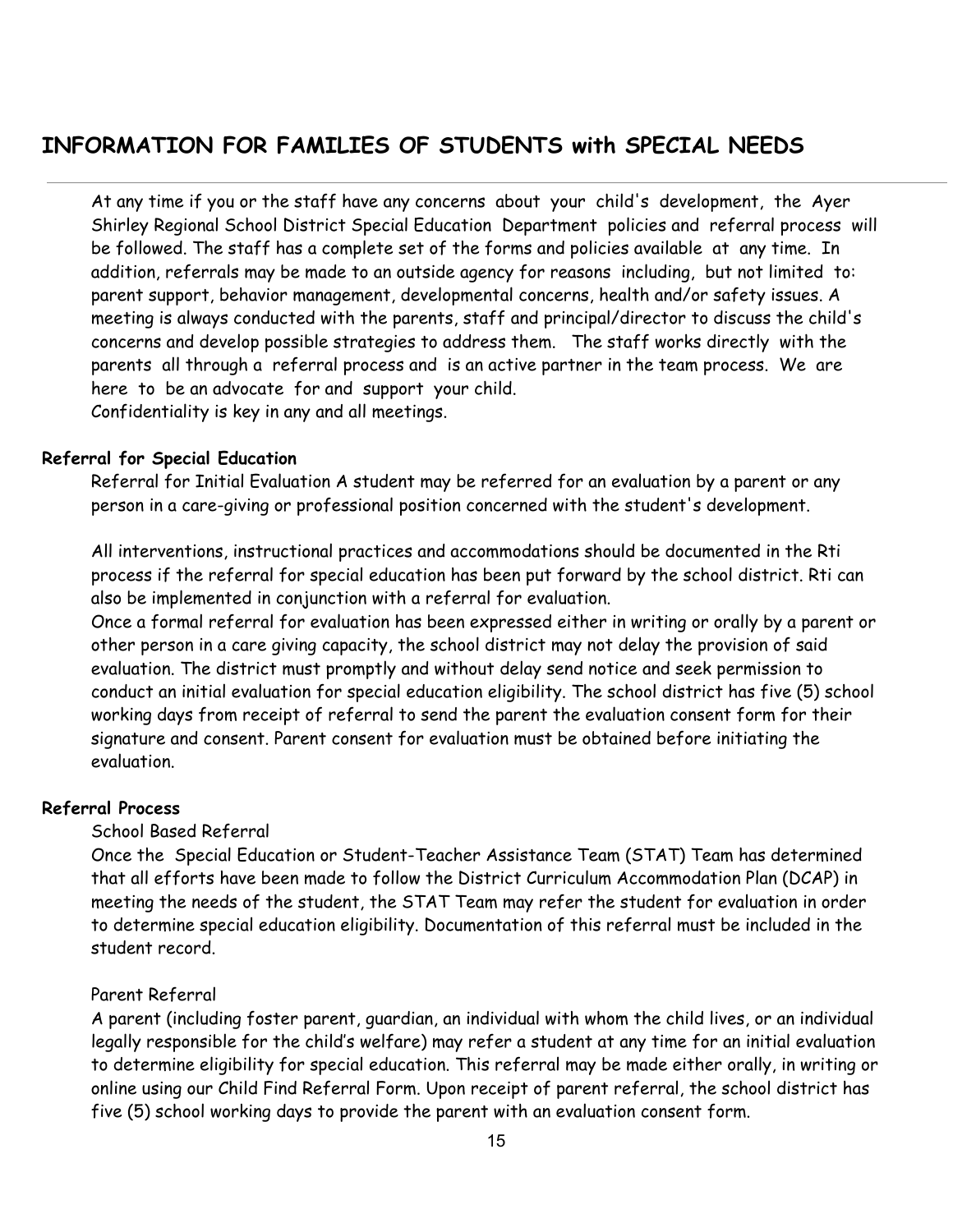## INFORMATION FOR FAMILIES OF STUDENTS with SPECIAL NEEDS

At any time if you or the staff have any concerns about your child's development, the Ayer Shirley Regional School District Special Education Department policies and referral process will be followed. The staff has a complete set of the forms and policies available at any time. In addition, referrals may be made to an outside agency for reasons including, but not limited to: parent support, behavior management, developmental concerns, health and/or safety issues. A meeting is always conducted with the parents, staff and principal/director to discuss the child's concerns and develop possible strategies to address them. The staff works directly with the parents all through a referral process and is an active partner in the team process. We are here to be an advocate for and support your child.
Confidentiality is key in any and all meetings.

**Referral for Special Education**

Referral for Initial Evaluation A student may be referred for an evaluation by a parent or any person in a care-giving or professional position concerned with the student's development.

All interventions, instructional practices and accommodations should be documented in the Rti process if the referral for special education has been put forward by the school district. Rti can also be implemented in conjunction with a referral for evaluation.
Once a formal referral for evaluation has been expressed either in writing or orally by a parent or other person in a care giving capacity, the school district may not delay the provision of said evaluation. The district must promptly and without delay send notice and seek permission to conduct an initial evaluation for special education eligibility. The school district has five (5) school working days from receipt of referral to send the parent the evaluation consent form for their signature and consent. Parent consent for evaluation must be obtained before initiating the evaluation.

**Referral Process**

School Based Referral

Once the Special Education or Student-Teacher Assistance Team (STAT) Team has determined that all efforts have been made to follow the District Curriculum Accommodation Plan (DCAP) in meeting the needs of the student, the STAT Team may refer the student for evaluation in order to determine special education eligibility. Documentation of this referral must be included in the student record.

Parent Referral

A parent (including foster parent, guardian, an individual with whom the child lives, or an individual legally responsible for the child's welfare) may refer a student at any time for an initial evaluation to determine eligibility for special education. This referral may be made either orally, in writing or online using our Child Find Referral Form. Upon receipt of parent referral, the school district has five (5) school working days to provide the parent with an evaluation consent form.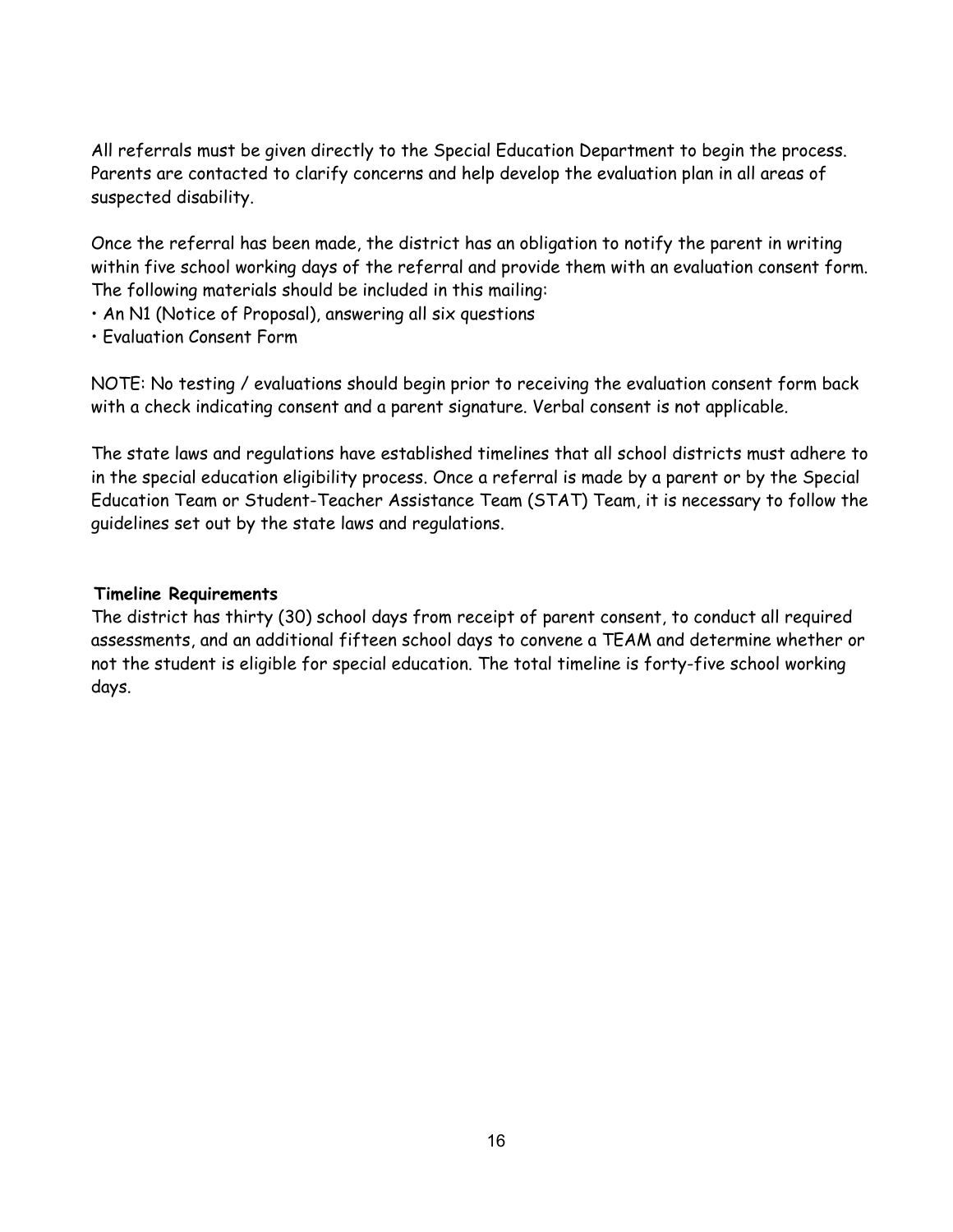All referrals must be given directly to the Special Education Department to begin the process. Parents are contacted to clarify concerns and help develop the evaluation plan in all areas of suspected disability.

Once the referral has been made, the district has an obligation to notify the parent in writing within five school working days of the referral and provide them with an evaluation consent form. The following materials should be included in this mailing:

- An N1 (Notice of Proposal), answering all six questions
- Evaluation Consent Form

NOTE: No testing / evaluations should begin prior to receiving the evaluation consent form back with a check indicating consent and a parent signature. Verbal consent is not applicable.

The state laws and regulations have established timelines that all school districts must adhere to in the special education eligibility process. Once a referral is made by a parent or by the Special Education Team or Student-Teacher Assistance Team (STAT) Team, it is necessary to follow the guidelines set out by the state laws and regulations.

**Timeline Requirements**

The district has thirty (30) school days from receipt of parent consent, to conduct all required assessments, and an additional fifteen school days to convene a TEAM and determine whether or not the student is eligible for special education. The total timeline is forty-five school working days.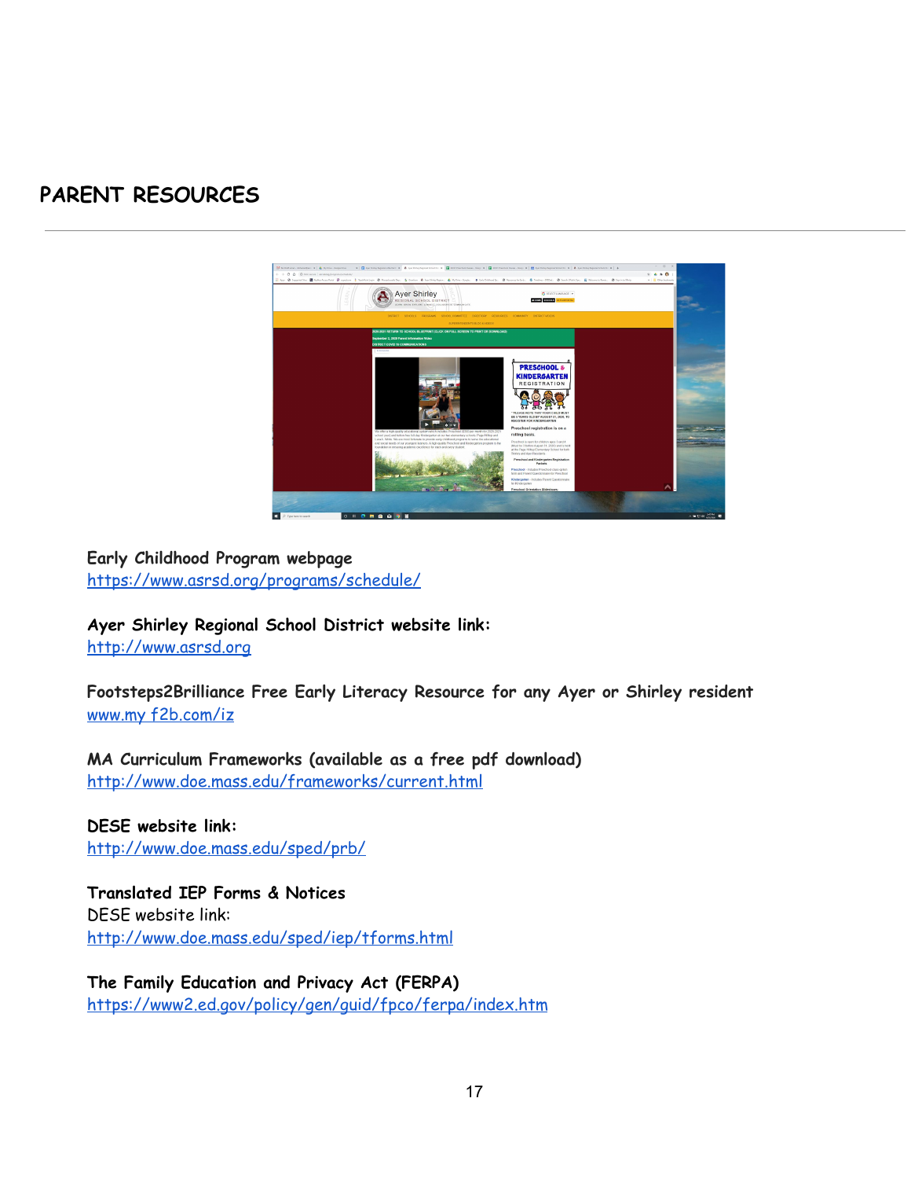## PARENT RESOURCES

**Early Childhood Program webpage**
https://www.asrsd.org/programs/schedule/

**Ayer Shirley Regional School District website link:**
http://www.asrsd.org

**Footsteps2Brilliance Free Early Literacy Resource for any Ayer or Shirley resident**
www.my f2b.com/iz

**MA Curriculum Frameworks (available as a free pdf download)**
http://www.doe.mass.edu/frameworks/current.html

**DESE website link:**
http://www.doe.mass.edu/sped/prb/

**Translated IEP Forms & Notices**
DESE website link:
http://www.doe.mass.edu/sped/iep/tforms.html

**The Family Education and Privacy Act (FERPA)**
https://www2.ed.gov/policy/gen/guid/fpco/ferpa/index.htm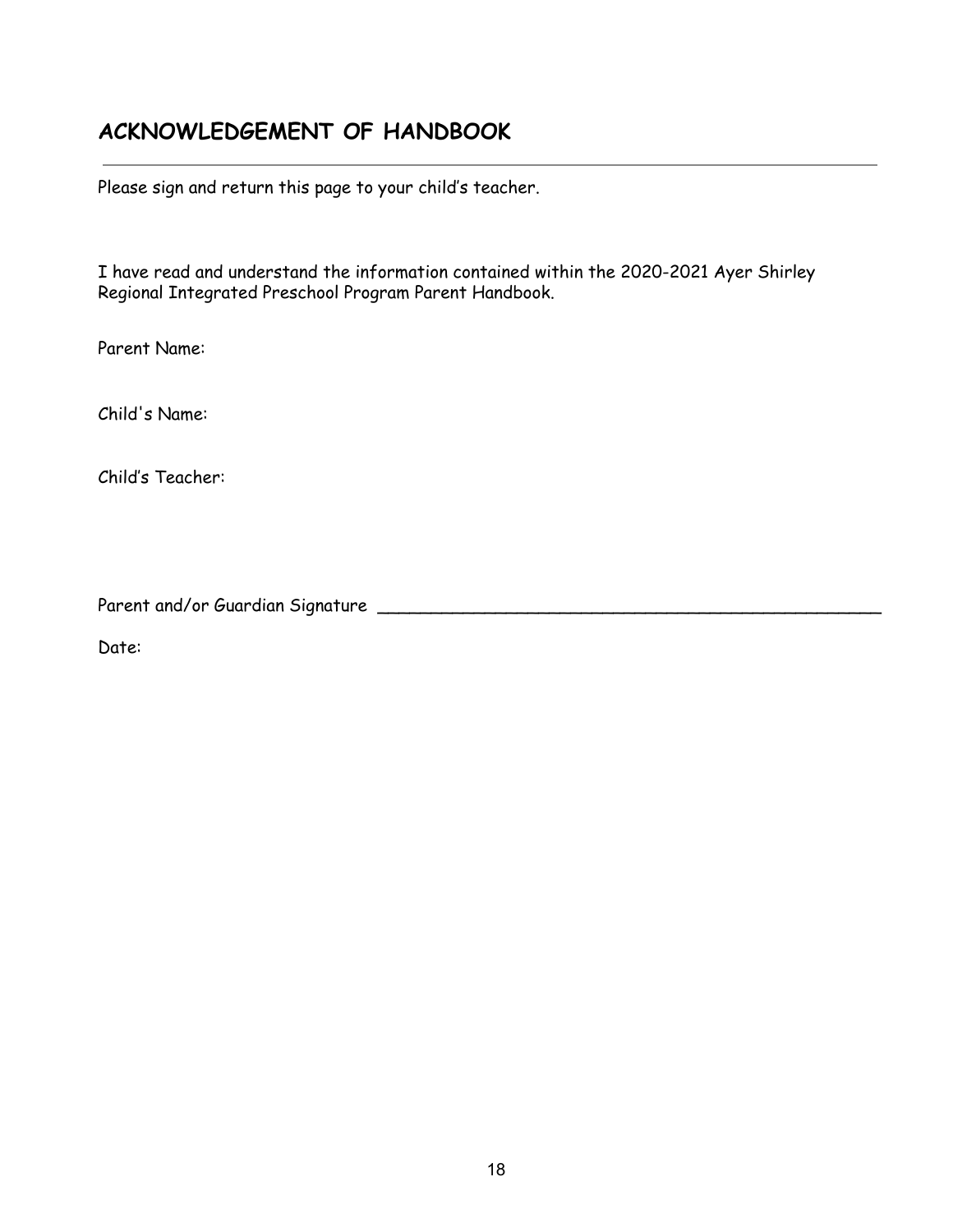## ACKNOWLEDGEMENT OF HANDBOOK

Please sign and return this page to your child's teacher.

I have read and understand the information contained within the 2020-2021 Ayer Shirley Regional Integrated Preschool Program Parent Handbook.

Parent Name:

Child's Name:

Child's Teacher:

Parent and/or Guardian Signature ______________________________________________

Date: